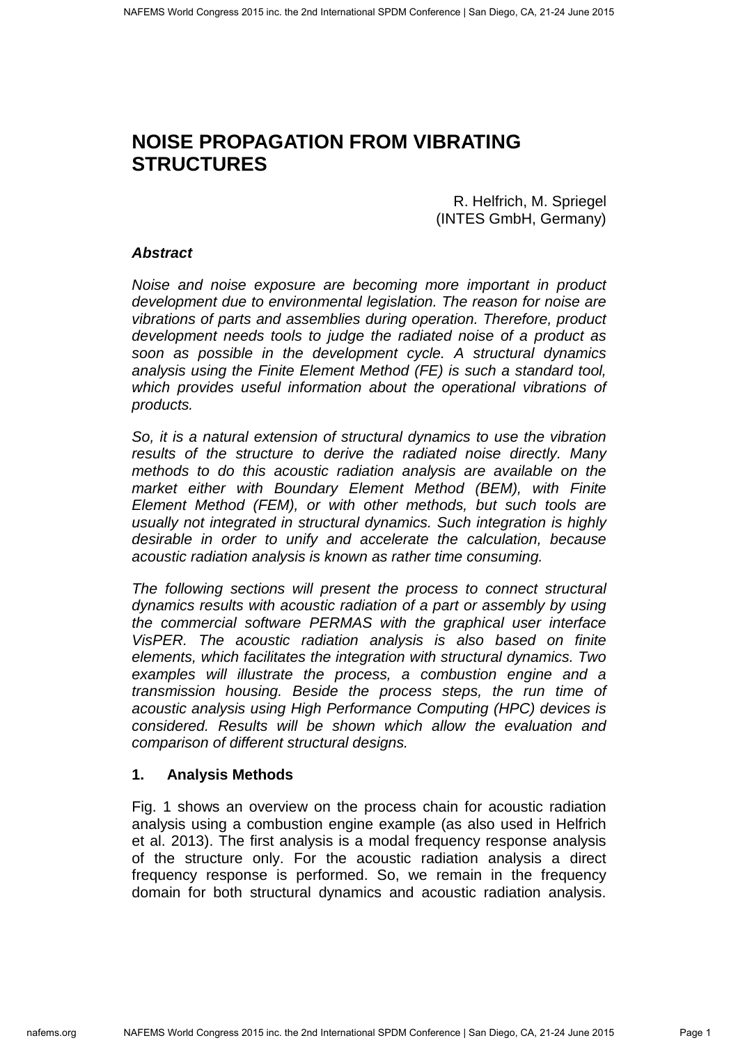# NOISE PROPAGATION FROM VIBRATING STRUCTURES

R. Helfrich, M. Spriegel
(INTES GmbH, Germany)

### *Abstract*

*Noise and noise exposure are becoming more important in product development due to environmental legislation. The reason for noise are vibrations of parts and assemblies during operation. Therefore, product development needs tools to judge the radiated noise of a product as soon as possible in the development cycle. A structural dynamics analysis using the Finite Element Method (FE) is such a standard tool, which provides useful information about the operational vibrations of products.*

*So, it is a natural extension of structural dynamics to use the vibration results of the structure to derive the radiated noise directly. Many methods to do this acoustic radiation analysis are available on the market either with Boundary Element Method (BEM), with Finite Element Method (FEM), or with other methods, but such tools are usually not integrated in structural dynamics. Such integration is highly desirable in order to unify and accelerate the calculation, because acoustic radiation analysis is known as rather time consuming.*

*The following sections will present the process to connect structural dynamics results with acoustic radiation of a part or assembly by using the commercial software PERMAS with the graphical user interface VisPER. The acoustic radiation analysis is also based on finite elements, which facilitates the integration with structural dynamics. Two examples will illustrate the process, a combustion engine and a transmission housing. Beside the process steps, the run time of acoustic analysis using High Performance Computing (HPC) devices is considered. Results will be shown which allow the evaluation and comparison of different structural designs.*

## 1. Analysis Methods

Fig. 1 shows an overview on the process chain for acoustic radiation analysis using a combustion engine example (as also used in Helfrich et al. 2013). The first analysis is a modal frequency response analysis of the structure only. For the acoustic radiation analysis a direct frequency response is performed. So, we remain in the frequency domain for both structural dynamics and acoustic radiation analysis.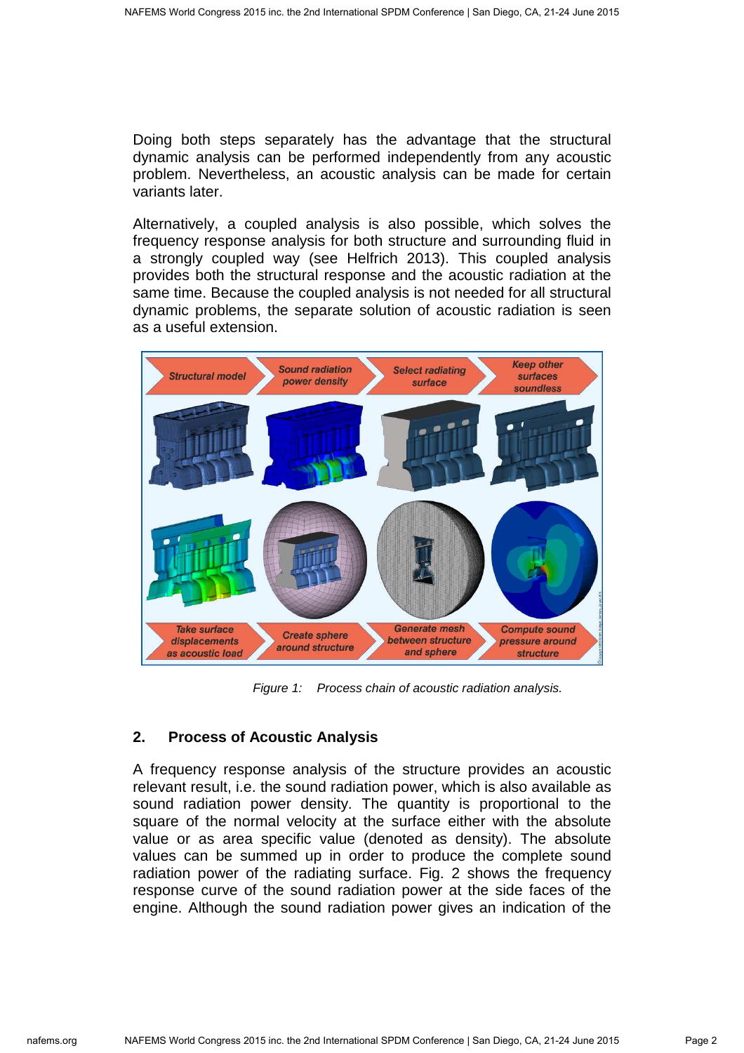Doing both steps separately has the advantage that the structural dynamic analysis can be performed independently from any acoustic problem. Nevertheless, an acoustic analysis can be made for certain variants later.

Alternatively, a coupled analysis is also possible, which solves the frequency response analysis for both structure and surrounding fluid in a strongly coupled way (see Helfrich 2013). This coupled analysis provides both the structural response and the acoustic radiation at the same time. Because the coupled analysis is not needed for all structural dynamic problems, the separate solution of acoustic radiation is seen as a useful extension.

*Figure 1: Process chain of acoustic radiation analysis.*

## 2. Process of Acoustic Analysis

A frequency response analysis of the structure provides an acoustic relevant result, i.e. the sound radiation power, which is also available as sound radiation power density. The quantity is proportional to the square of the normal velocity at the surface either with the absolute value or as area specific value (denoted as density). The absolute values can be summed up in order to produce the complete sound radiation power of the radiating surface. Fig. 2 shows the frequency response curve of the sound radiation power at the side faces of the engine. Although the sound radiation power gives an indication of the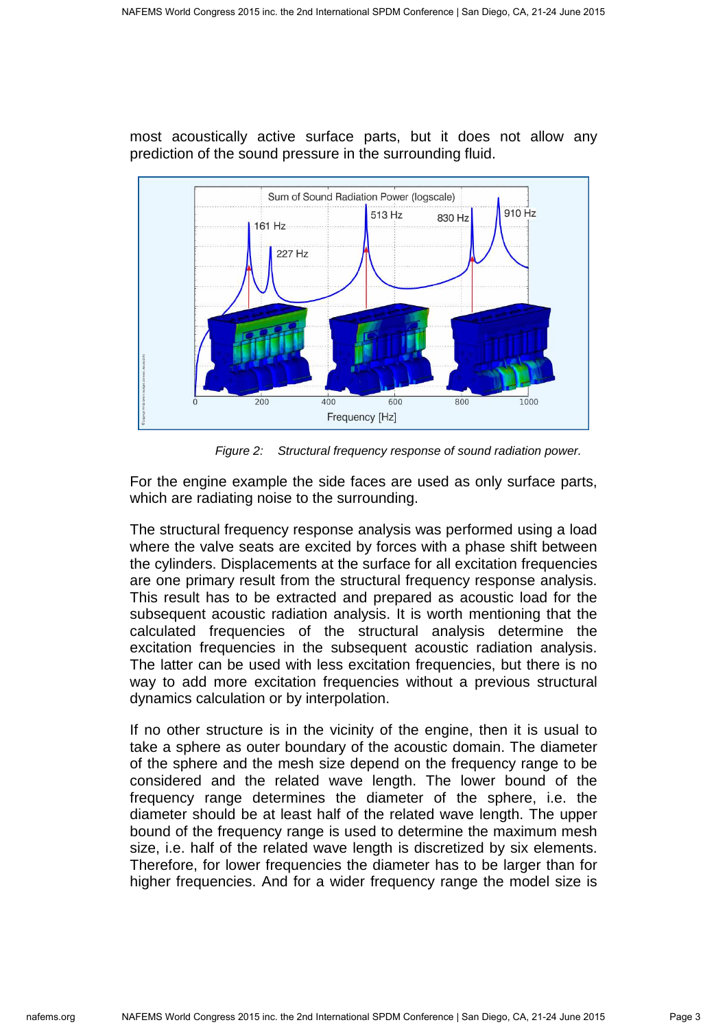most acoustically active surface parts, but it does not allow any prediction of the sound pressure in the surrounding fluid.

*Figure 2: Structural frequency response of sound radiation power.*

For the engine example the side faces are used as only surface parts, which are radiating noise to the surrounding.

The structural frequency response analysis was performed using a load where the valve seats are excited by forces with a phase shift between the cylinders. Displacements at the surface for all excitation frequencies are one primary result from the structural frequency response analysis. This result has to be extracted and prepared as acoustic load for the subsequent acoustic radiation analysis. It is worth mentioning that the calculated frequencies of the structural analysis determine the excitation frequencies in the subsequent acoustic radiation analysis. The latter can be used with less excitation frequencies, but there is no way to add more excitation frequencies without a previous structural dynamics calculation or by interpolation.

If no other structure is in the vicinity of the engine, then it is usual to take a sphere as outer boundary of the acoustic domain. The diameter of the sphere and the mesh size depend on the frequency range to be considered and the related wave length. The lower bound of the frequency range determines the diameter of the sphere, i.e. the diameter should be at least half of the related wave length. The upper bound of the frequency range is used to determine the maximum mesh size, i.e. half of the related wave length is discretized by six elements. Therefore, for lower frequencies the diameter has to be larger than for higher frequencies. And for a wider frequency range the model size is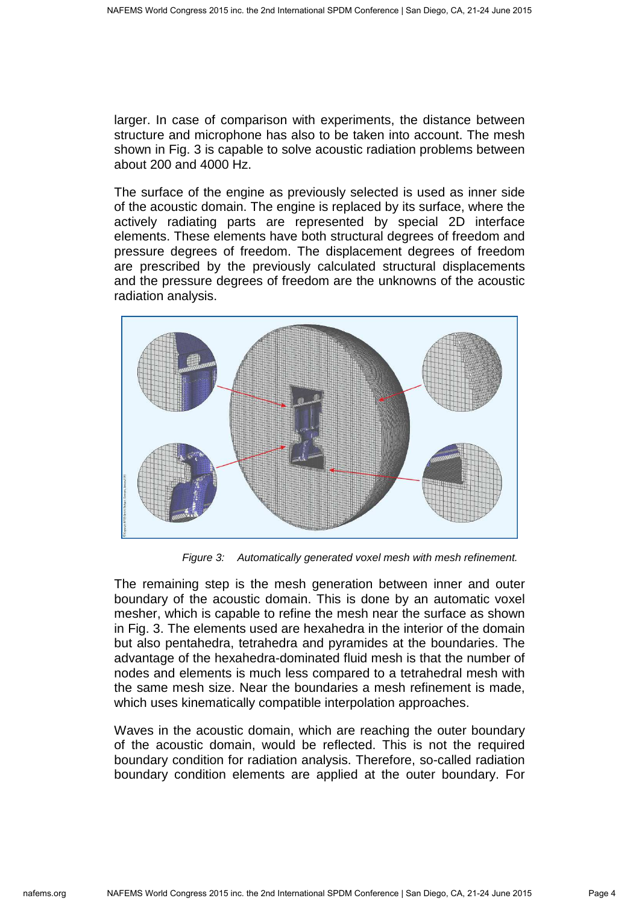larger. In case of comparison with experiments, the distance between structure and microphone has also to be taken into account. The mesh shown in Fig. 3 is capable to solve acoustic radiation problems between about 200 and 4000 Hz.

The surface of the engine as previously selected is used as inner side of the acoustic domain. The engine is replaced by its surface, where the actively radiating parts are represented by special 2D interface elements. These elements have both structural degrees of freedom and pressure degrees of freedom. The displacement degrees of freedom are prescribed by the previously calculated structural displacements and the pressure degrees of freedom are the unknowns of the acoustic radiation analysis.

*Figure 3: Automatically generated voxel mesh with mesh refinement.*

The remaining step is the mesh generation between inner and outer boundary of the acoustic domain. This is done by an automatic voxel mesher, which is capable to refine the mesh near the surface as shown in Fig. 3. The elements used are hexahedra in the interior of the domain but also pentahedra, tetrahedra and pyramides at the boundaries. The advantage of the hexahedra-dominated fluid mesh is that the number of nodes and elements is much less compared to a tetrahedral mesh with the same mesh size. Near the boundaries a mesh refinement is made, which uses kinematically compatible interpolation approaches.

Waves in the acoustic domain, which are reaching the outer boundary of the acoustic domain, would be reflected. This is not the required boundary condition for radiation analysis. Therefore, so-called radiation boundary condition elements are applied at the outer boundary. For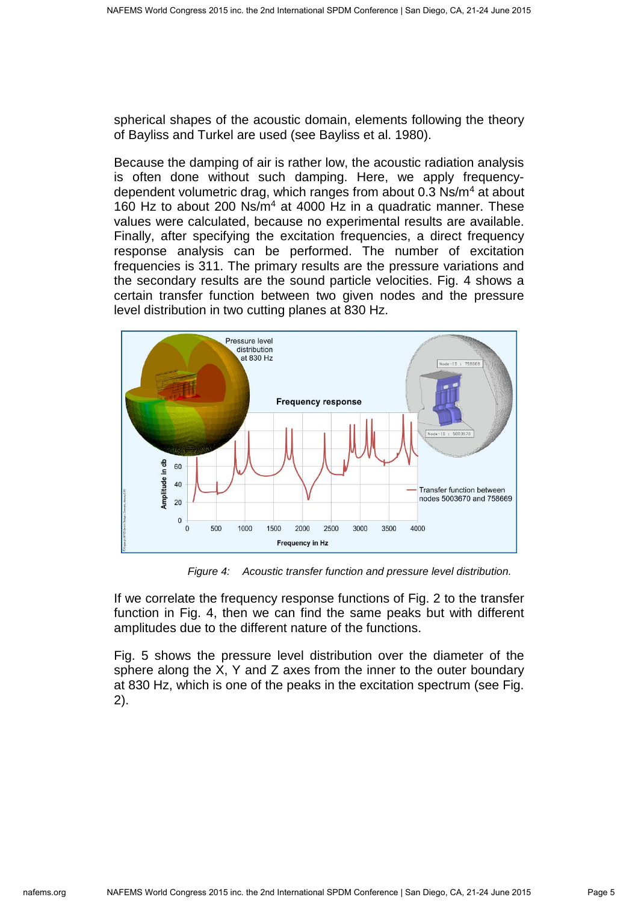spherical shapes of the acoustic domain, elements following the theory of Bayliss and Turkel are used (see Bayliss et al. 1980).

Because the damping of air is rather low, the acoustic radiation analysis is often done without such damping. Here, we apply frequency-dependent volumetric drag, which ranges from about 0.3 Ns/m$^4$ at about 160 Hz to about 200 Ns/m$^4$ at 4000 Hz in a quadratic manner. These values were calculated, because no experimental results are available. Finally, after specifying the excitation frequencies, a direct frequency response analysis can be performed. The number of excitation frequencies is 311. The primary results are the pressure variations and the secondary results are the sound particle velocities. Fig. 4 shows a certain transfer function between two given nodes and the pressure level distribution in two cutting planes at 830 Hz.

*Figure 4: Acoustic transfer function and pressure level distribution.*

If we correlate the frequency response functions of Fig. 2 to the transfer function in Fig. 4, then we can find the same peaks but with different amplitudes due to the different nature of the functions.

Fig. 5 shows the pressure level distribution over the diameter of the sphere along the X, Y and Z axes from the inner to the outer boundary at 830 Hz, which is one of the peaks in the excitation spectrum (see Fig. 2).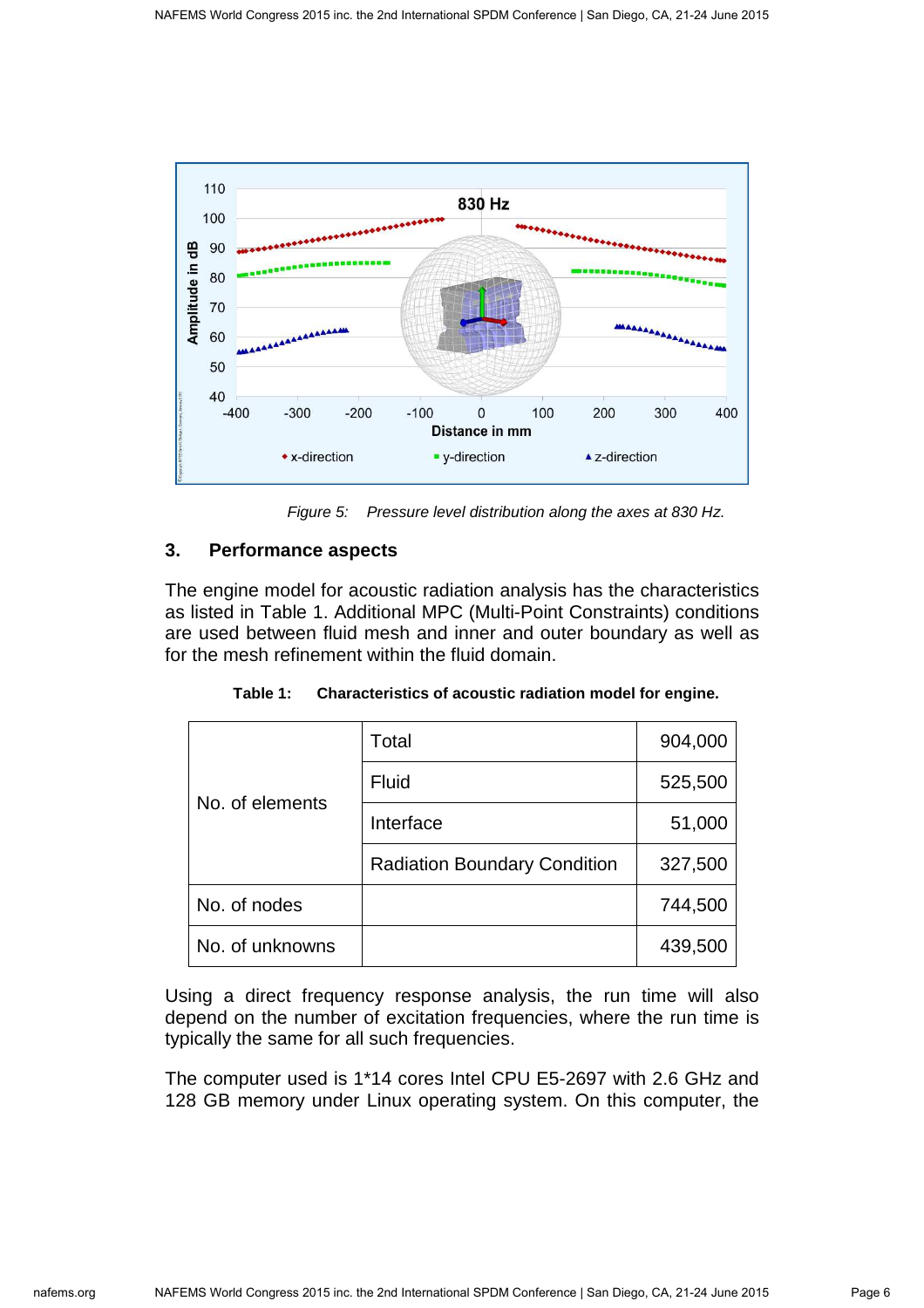*Figure 5: Pressure level distribution along the axes at 830 Hz.*

## 3. Performance aspects

The engine model for acoustic radiation analysis has the characteristics as listed in Table 1. Additional MPC (Multi-Point Constraints) conditions are used between fluid mesh and inner and outer boundary as well as for the mesh refinement within the fluid domain.

**Table 1: Characteristics of acoustic radiation model for engine.**

| | | |
|---|---|---|
| No. of elements | Total | 904,000 |
| | Fluid | 525,500 |
| | Interface | 51,000 |
| | Radiation Boundary Condition | 327,500 |
| No. of nodes | | 744,500 |
| No. of unknowns | | 439,500 |

Using a direct frequency response analysis, the run time will also depend on the number of excitation frequencies, where the run time is typically the same for all such frequencies.

The computer used is 1*14 cores Intel CPU E5-2697 with 2.6 GHz and 128 GB memory under Linux operating system. On this computer, the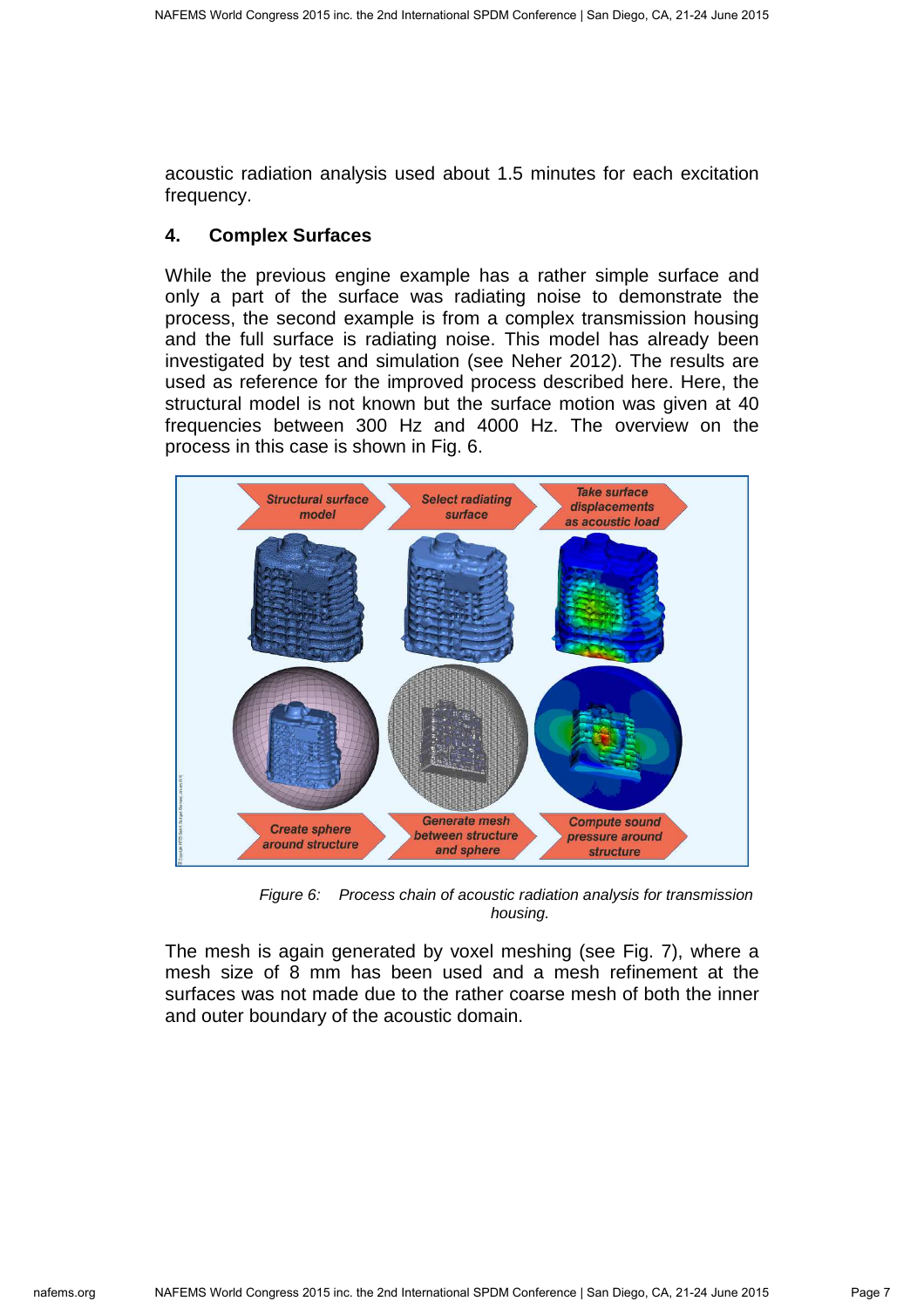acoustic radiation analysis used about 1.5 minutes for each excitation frequency.

## 4. Complex Surfaces

While the previous engine example has a rather simple surface and only a part of the surface was radiating noise to demonstrate the process, the second example is from a complex transmission housing and the full surface is radiating noise. This model has already been investigated by test and simulation (see Neher 2012). The results are used as reference for the improved process described here. Here, the structural model is not known but the surface motion was given at 40 frequencies between 300 Hz and 4000 Hz. The overview on the process in this case is shown in Fig. 6.

*Figure 6: Process chain of acoustic radiation analysis for transmission housing.*

The mesh is again generated by voxel meshing (see Fig. 7), where a mesh size of 8 mm has been used and a mesh refinement at the surfaces was not made due to the rather coarse mesh of both the inner and outer boundary of the acoustic domain.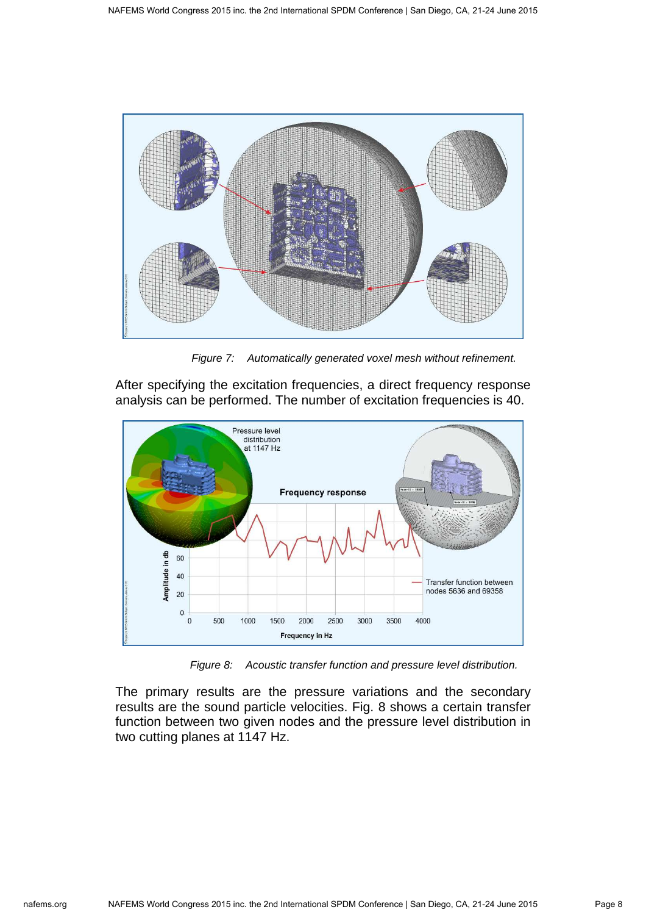Figure 7: Automatically generated voxel mesh without refinement.

After specifying the excitation frequencies, a direct frequency response analysis can be performed. The number of excitation frequencies is 40.

Figure 8: Acoustic transfer function and pressure level distribution.

The primary results are the pressure variations and the secondary results are the sound particle velocities. Fig. 8 shows a certain transfer function between two given nodes and the pressure level distribution in two cutting planes at 1147 Hz.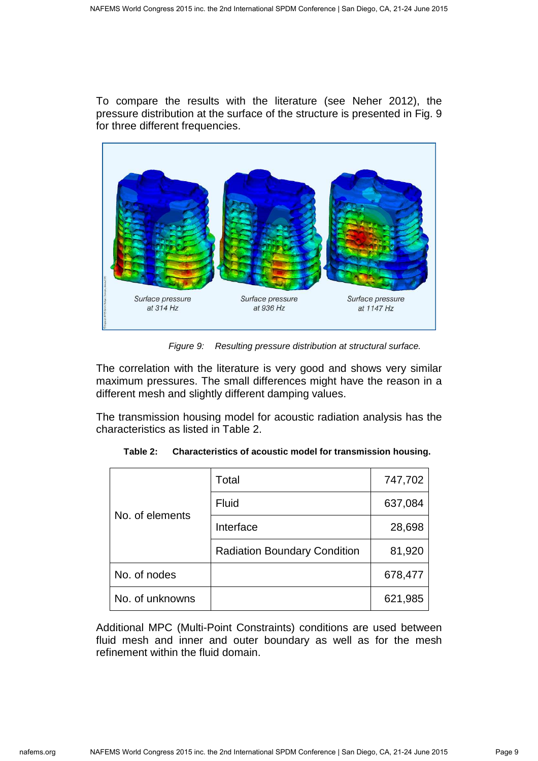To compare the results with the literature (see Neher 2012), the pressure distribution at the surface of the structure is presented in Fig. 9 for three different frequencies.

Surface pressure at 314 Hz

Surface pressure at 936 Hz

Surface pressure at 1147 Hz

*Figure 9: Resulting pressure distribution at structural surface.*

The correlation with the literature is very good and shows very similar maximum pressures. The small differences might have the reason in a different mesh and slightly different damping values.

The transmission housing model for acoustic radiation analysis has the characteristics as listed in Table 2.

**Table 2: Characteristics of acoustic model for transmission housing.**

| | | |
|---|---|---|
| No. of elements | Total | 747,702 |
| | Fluid | 637,084 |
| | Interface | 28,698 |
| | Radiation Boundary Condition | 81,920 |
| No. of nodes | | 678,477 |
| No. of unknowns | | 621,985 |

Additional MPC (Multi-Point Constraints) conditions are used between fluid mesh and inner and outer boundary as well as for the mesh refinement within the fluid domain.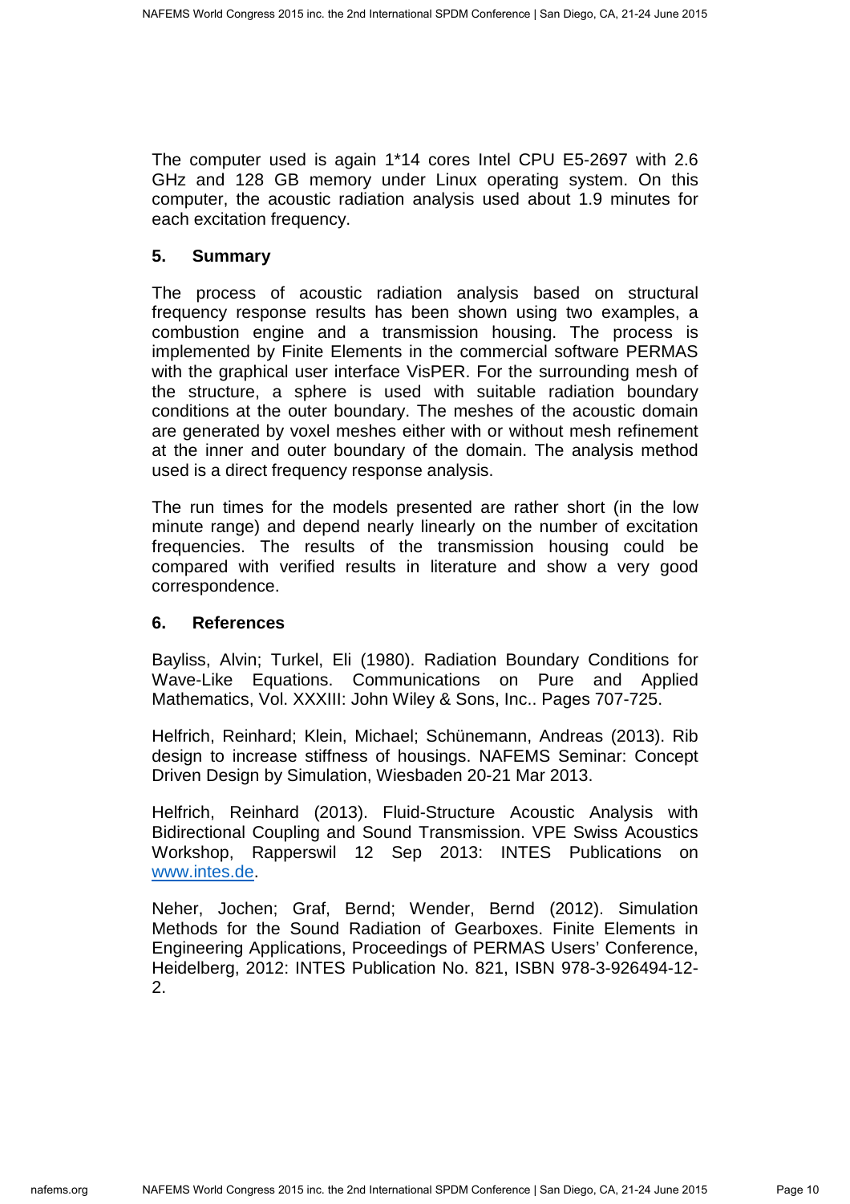The computer used is again 1*14 cores Intel CPU E5-2697 with 2.6 GHz and 128 GB memory under Linux operating system. On this computer, the acoustic radiation analysis used about 1.9 minutes for each excitation frequency.

## 5. Summary

The process of acoustic radiation analysis based on structural frequency response results has been shown using two examples, a combustion engine and a transmission housing. The process is implemented by Finite Elements in the commercial software PERMAS with the graphical user interface VisPER. For the surrounding mesh of the structure, a sphere is used with suitable radiation boundary conditions at the outer boundary. The meshes of the acoustic domain are generated by voxel meshes either with or without mesh refinement at the inner and outer boundary of the domain. The analysis method used is a direct frequency response analysis.

The run times for the models presented are rather short (in the low minute range) and depend nearly linearly on the number of excitation frequencies. The results of the transmission housing could be compared with verified results in literature and show a very good correspondence.

## 6. References

Bayliss, Alvin; Turkel, Eli (1980). Radiation Boundary Conditions for Wave-Like Equations. Communications on Pure and Applied Mathematics, Vol. XXXIII: John Wiley & Sons, Inc.. Pages 707-725.

Helfrich, Reinhard; Klein, Michael; Schünemann, Andreas (2013). Rib design to increase stiffness of housings. NAFEMS Seminar: Concept Driven Design by Simulation, Wiesbaden 20-21 Mar 2013.

Helfrich, Reinhard (2013). Fluid-Structure Acoustic Analysis with Bidirectional Coupling and Sound Transmission. VPE Swiss Acoustics Workshop, Rapperswil 12 Sep 2013: INTES Publications on www.intes.de.

Neher, Jochen; Graf, Bernd; Wender, Bernd (2012). Simulation Methods for the Sound Radiation of Gearboxes. Finite Elements in Engineering Applications, Proceedings of PERMAS Users' Conference, Heidelberg, 2012: INTES Publication No. 821, ISBN 978-3-926494-12-2.